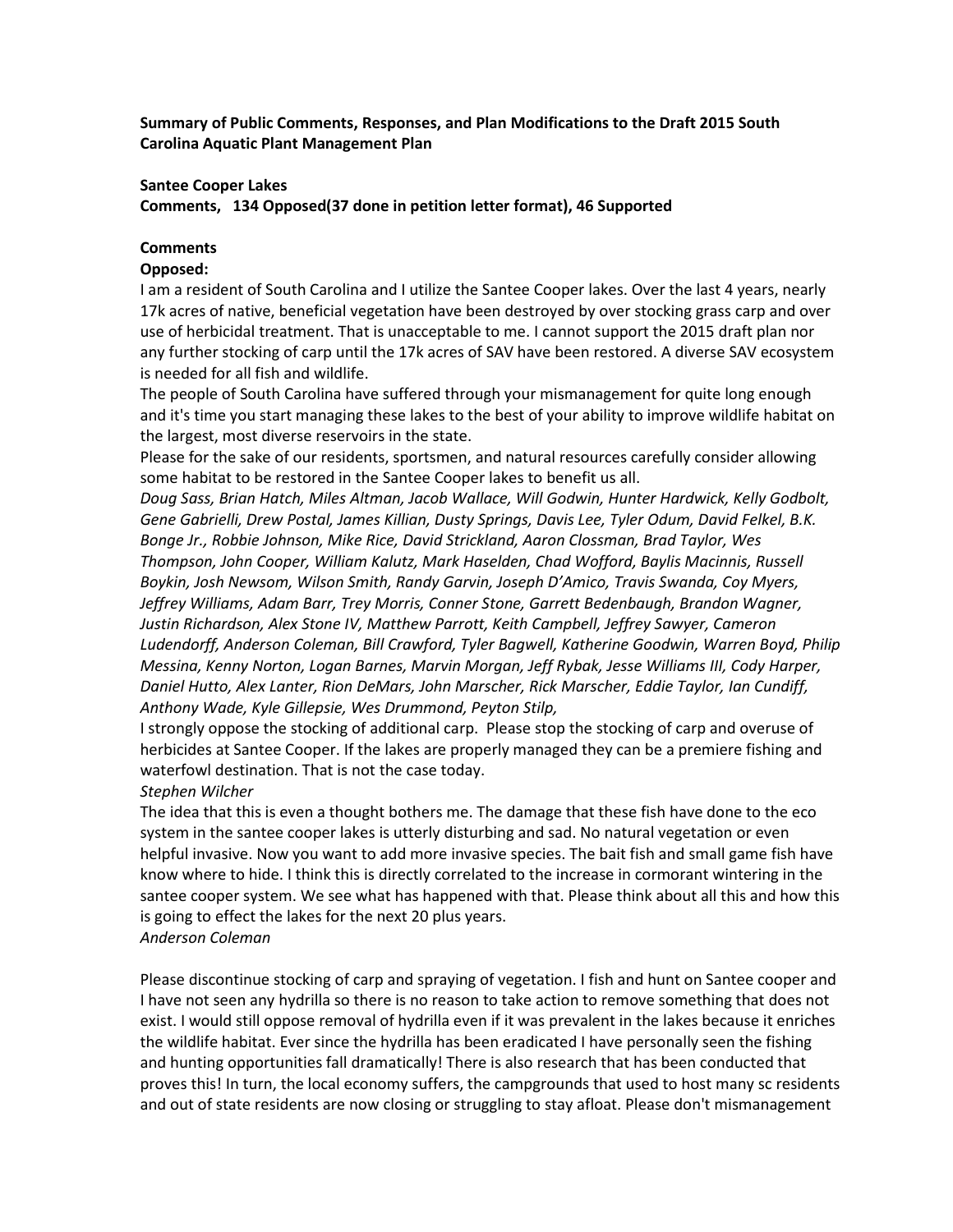**Summary of Public Comments, Responses, and Plan Modifications to the Draft 2015 South Carolina Aquatic Plant Management Plan**

**Santee Cooper Lakes**

**Comments, 134 Opposed(37 done in petition letter format), 46 Supported**

**Comments**

**Opposed:**

I am a resident of South Carolina and I utilize the Santee Cooper lakes. Over the last 4 years, nearly 17k acres of native, beneficial vegetation have been destroyed by over stocking grass carp and over use of herbicidal treatment. That is unacceptable to me. I cannot support the 2015 draft plan nor any further stocking of carp until the 17k acres of SAV have been restored. A diverse SAV ecosystem is needed for all fish and wildlife.

The people of South Carolina have suffered through your mismanagement for quite long enough and it's time you start managing these lakes to the best of your ability to improve wildlife habitat on the largest, most diverse reservoirs in the state.

Please for the sake of our residents, sportsmen, and natural resources carefully consider allowing some habitat to be restored in the Santee Cooper lakes to benefit us all.

*Doug Sass, Brian Hatch, Miles Altman, Jacob Wallace, Will Godwin, Hunter Hardwick, Kelly Godbolt, Gene Gabrielli, Drew Postal, James Killian, Dusty Springs, Davis Lee, Tyler Odum, David Felkel, B.K. Bonge Jr., Robbie Johnson, Mike Rice, David Strickland, Aaron Clossman, Brad Taylor, Wes Thompson, John Cooper, William Kalutz, Mark Haselden, Chad Wofford, Baylis Macinnis, Russell Boykin, Josh Newsom, Wilson Smith, Randy Garvin, Joseph D'Amico, Travis Swanda, Coy Myers, Jeffrey Williams, Adam Barr, Trey Morris, Conner Stone, Garrett Bedenbaugh, Brandon Wagner, Justin Richardson, Alex Stone IV, Matthew Parrott, Keith Campbell, Jeffrey Sawyer, Cameron Ludendorff, Anderson Coleman, Bill Crawford, Tyler Bagwell, Katherine Goodwin, Warren Boyd, Philip Messina, Kenny Norton, Logan Barnes, Marvin Morgan, Jeff Rybak, Jesse Williams III, Cody Harper, Daniel Hutto, Alex Lanter, Rion DeMars, John Marscher, Rick Marscher, Eddie Taylor, Ian Cundiff, Anthony Wade, Kyle Gillepsie, Wes Drummond, Peyton Stilp,*

I strongly oppose the stocking of additional carp. Please stop the stocking of carp and overuse of herbicides at Santee Cooper. If the lakes are properly managed they can be a premiere fishing and waterfowl destination. That is not the case today.

*Stephen Wilcher*

The idea that this is even a thought bothers me. The damage that these fish have done to the eco system in the santee cooper lakes is utterly disturbing and sad. No natural vegetation or even helpful invasive. Now you want to add more invasive species. The bait fish and small game fish have know where to hide. I think this is directly correlated to the increase in cormorant wintering in the santee cooper system. We see what has happened with that. Please think about all this and how this is going to effect the lakes for the next 20 plus years.

*Anderson Coleman*

Please discontinue stocking of carp and spraying of vegetation. I fish and hunt on Santee cooper and I have not seen any hydrilla so there is no reason to take action to remove something that does not exist. I would still oppose removal of hydrilla even if it was prevalent in the lakes because it enriches the wildlife habitat. Ever since the hydrilla has been eradicated I have personally seen the fishing and hunting opportunities fall dramatically! There is also research that has been conducted that proves this! In turn, the local economy suffers, the campgrounds that used to host many sc residents and out of state residents are now closing or struggling to stay afloat. Please don't mismanagement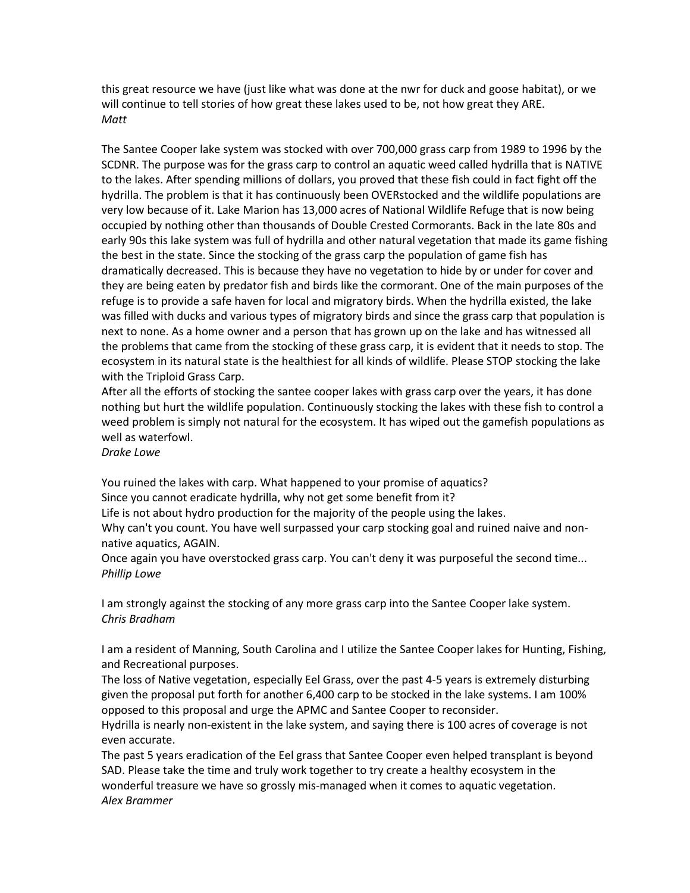this great resource we have (just like what was done at the nwr for duck and goose habitat), or we will continue to tell stories of how great these lakes used to be, not how great they ARE.
*Matt*

The Santee Cooper lake system was stocked with over 700,000 grass carp from 1989 to 1996 by the SCDNR. The purpose was for the grass carp to control an aquatic weed called hydrilla that is NATIVE to the lakes. After spending millions of dollars, you proved that these fish could in fact fight off the hydrilla. The problem is that it has continuously been OVERstocked and the wildlife populations are very low because of it. Lake Marion has 13,000 acres of National Wildlife Refuge that is now being occupied by nothing other than thousands of Double Crested Cormorants. Back in the late 80s and early 90s this lake system was full of hydrilla and other natural vegetation that made its game fishing the best in the state. Since the stocking of the grass carp the population of game fish has dramatically decreased. This is because they have no vegetation to hide by or under for cover and they are being eaten by predator fish and birds like the cormorant. One of the main purposes of the refuge is to provide a safe haven for local and migratory birds. When the hydrilla existed, the lake was filled with ducks and various types of migratory birds and since the grass carp that population is next to none. As a home owner and a person that has grown up on the lake and has witnessed all the problems that came from the stocking of these grass carp, it is evident that it needs to stop. The ecosystem in its natural state is the healthiest for all kinds of wildlife. Please STOP stocking the lake with the Triploid Grass Carp.
After all the efforts of stocking the santee cooper lakes with grass carp over the years, it has done nothing but hurt the wildlife population. Continuously stocking the lakes with these fish to control a weed problem is simply not natural for the ecosystem. It has wiped out the gamefish populations as well as waterfowl.
*Drake Lowe*

You ruined the lakes with carp. What happened to your promise of aquatics?
Since you cannot eradicate hydrilla, why not get some benefit from it?
Life is not about hydro production for the majority of the people using the lakes.
Why can't you count. You have well surpassed your carp stocking goal and ruined naive and non-native aquatics, AGAIN.
Once again you have overstocked grass carp. You can't deny it was purposeful the second time...
*Phillip Lowe*

I am strongly against the stocking of any more grass carp into the Santee Cooper lake system.
*Chris Bradham*

I am a resident of Manning, South Carolina and I utilize the Santee Cooper lakes for Hunting, Fishing, and Recreational purposes.
The loss of Native vegetation, especially Eel Grass, over the past 4-5 years is extremely disturbing given the proposal put forth for another 6,400 carp to be stocked in the lake systems. I am 100% opposed to this proposal and urge the APMC and Santee Cooper to reconsider.
Hydrilla is nearly non-existent in the lake system, and saying there is 100 acres of coverage is not even accurate.
The past 5 years eradication of the Eel grass that Santee Cooper even helped transplant is beyond SAD. Please take the time and truly work together to try create a healthy ecosystem in the wonderful treasure we have so grossly mis-managed when it comes to aquatic vegetation.
*Alex Brammer*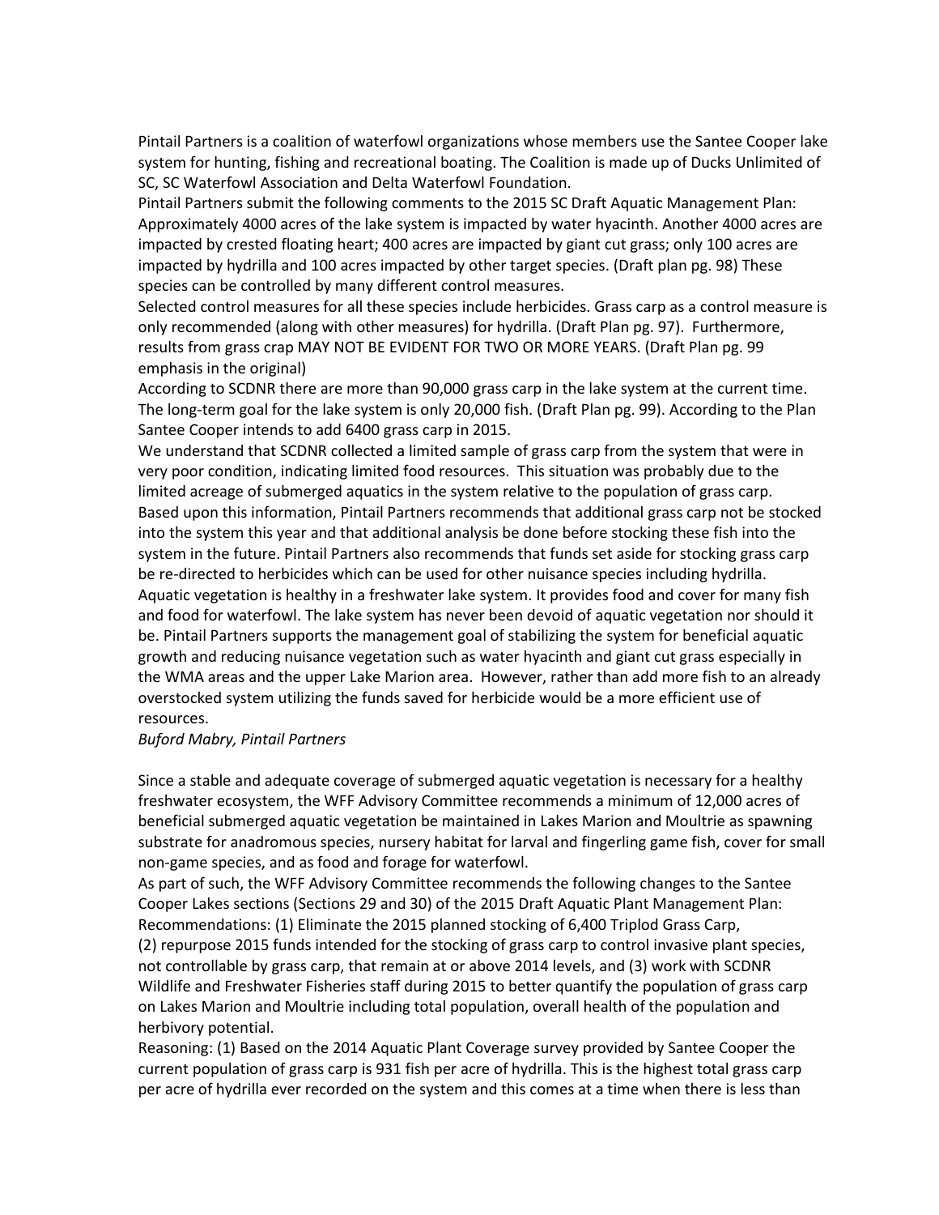Pintail Partners is a coalition of waterfowl organizations whose members use the Santee Cooper lake system for hunting, fishing and recreational boating. The Coalition is made up of Ducks Unlimited of SC, SC Waterfowl Association and Delta Waterfowl Foundation.

Pintail Partners submit the following comments to the 2015 SC Draft Aquatic Management Plan:

Approximately 4000 acres of the lake system is impacted by water hyacinth. Another 4000 acres are impacted by crested floating heart; 400 acres are impacted by giant cut grass; only 100 acres are impacted by hydrilla and 100 acres impacted by other target species. (Draft plan pg. 98) These species can be controlled by many different control measures.

Selected control measures for all these species include herbicides. Grass carp as a control measure is only recommended (along with other measures) for hydrilla. (Draft Plan pg. 97). Furthermore, results from grass crap MAY NOT BE EVIDENT FOR TWO OR MORE YEARS. (Draft Plan pg. 99 emphasis in the original)

According to SCDNR there are more than 90,000 grass carp in the lake system at the current time. The long-term goal for the lake system is only 20,000 fish. (Draft Plan pg. 99). According to the Plan Santee Cooper intends to add 6400 grass carp in 2015.

We understand that SCDNR collected a limited sample of grass carp from the system that were in very poor condition, indicating limited food resources. This situation was probably due to the limited acreage of submerged aquatics in the system relative to the population of grass carp.

Based upon this information, Pintail Partners recommends that additional grass carp not be stocked into the system this year and that additional analysis be done before stocking these fish into the system in the future. Pintail Partners also recommends that funds set aside for stocking grass carp be re-directed to herbicides which can be used for other nuisance species including hydrilla.

Aquatic vegetation is healthy in a freshwater lake system. It provides food and cover for many fish and food for waterfowl. The lake system has never been devoid of aquatic vegetation nor should it be. Pintail Partners supports the management goal of stabilizing the system for beneficial aquatic growth and reducing nuisance vegetation such as water hyacinth and giant cut grass especially in the WMA areas and the upper Lake Marion area. However, rather than add more fish to an already overstocked system utilizing the funds saved for herbicide would be a more efficient use of resources.

*Buford Mabry, Pintail Partners*

Since a stable and adequate coverage of submerged aquatic vegetation is necessary for a healthy freshwater ecosystem, the WFF Advisory Committee recommends a minimum of 12,000 acres of beneficial submerged aquatic vegetation be maintained in Lakes Marion and Moultrie as spawning substrate for anadromous species, nursery habitat for larval and fingerling game fish, cover for small non-game species, and as food and forage for waterfowl.

As part of such, the WFF Advisory Committee recommends the following changes to the Santee Cooper Lakes sections (Sections 29 and 30) of the 2015 Draft Aquatic Plant Management Plan:

Recommendations: (1) Eliminate the 2015 planned stocking of 6,400 Triplod Grass Carp, (2) repurpose 2015 funds intended for the stocking of grass carp to control invasive plant species, not controllable by grass carp, that remain at or above 2014 levels, and (3) work with SCDNR Wildlife and Freshwater Fisheries staff during 2015 to better quantify the population of grass carp on Lakes Marion and Moultrie including total population, overall health of the population and herbivory potential.

Reasoning: (1) Based on the 2014 Aquatic Plant Coverage survey provided by Santee Cooper the current population of grass carp is 931 fish per acre of hydrilla. This is the highest total grass carp per acre of hydrilla ever recorded on the system and this comes at a time when there is less than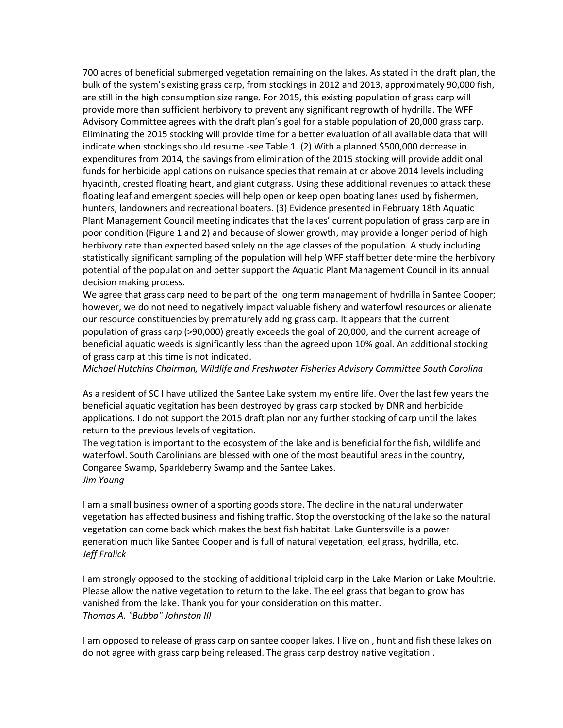700 acres of beneficial submerged vegetation remaining on the lakes. As stated in the draft plan, the bulk of the system's existing grass carp, from stockings in 2012 and 2013, approximately 90,000 fish, are still in the high consumption size range. For 2015, this existing population of grass carp will provide more than sufficient herbivory to prevent any significant regrowth of hydrilla. The WFF Advisory Committee agrees with the draft plan's goal for a stable population of 20,000 grass carp. Eliminating the 2015 stocking will provide time for a better evaluation of all available data that will indicate when stockings should resume -see Table 1. (2) With a planned $500,000 decrease in expenditures from 2014, the savings from elimination of the 2015 stocking will provide additional funds for herbicide applications on nuisance species that remain at or above 2014 levels including hyacinth, crested floating heart, and giant cutgrass. Using these additional revenues to attack these floating leaf and emergent species will help open or keep open boating lanes used by fishermen, hunters, landowners and recreational boaters. (3) Evidence presented in February 18th Aquatic Plant Management Council meeting indicates that the lakes' current population of grass carp are in poor condition (Figure 1 and 2) and because of slower growth, may provide a longer period of high herbivory rate than expected based solely on the age classes of the population. A study including statistically significant sampling of the population will help WFF staff better determine the herbivory potential of the population and better support the Aquatic Plant Management Council in its annual decision making process.

We agree that grass carp need to be part of the long term management of hydrilla in Santee Cooper; however, we do not need to negatively impact valuable fishery and waterfowl resources or alienate our resource constituencies by prematurely adding grass carp. It appears that the current population of grass carp (>90,000) greatly exceeds the goal of 20,000, and the current acreage of beneficial aquatic weeds is significantly less than the agreed upon 10% goal. An additional stocking of grass carp at this time is not indicated.

*Michael Hutchins Chairman, Wildlife and Freshwater Fisheries Advisory Committee South Carolina*

As a resident of SC I have utilized the Santee Lake system my entire life. Over the last few years the beneficial aquatic vegitation has been destroyed by grass carp stocked by DNR and herbicide applications. I do not support the 2015 draft plan nor any further stocking of carp until the lakes return to the previous levels of vegitation.

The vegitation is important to the ecosystem of the lake and is beneficial for the fish, wildlife and waterfowl. South Carolinians are blessed with one of the most beautiful areas in the country, Congaree Swamp, Sparkleberry Swamp and the Santee Lakes.

*Jim Young*

I am a small business owner of a sporting goods store. The decline in the natural underwater vegetation has affected business and fishing traffic. Stop the overstocking of the lake so the natural vegetation can come back which makes the best fish habitat. Lake Guntersville is a power generation much like Santee Cooper and is full of natural vegetation; eel grass, hydrilla, etc.

*Jeff Fralick*

I am strongly opposed to the stocking of additional triploid carp in the Lake Marion or Lake Moultrie. Please allow the native vegetation to return to the lake. The eel grass that began to grow has vanished from the lake. Thank you for your consideration on this matter.

*Thomas A. "Bubba" Johnston III*

I am opposed to release of grass carp on santee cooper lakes. I live on , hunt and fish these lakes on do not agree with grass carp being released. The grass carp destroy native vegitation .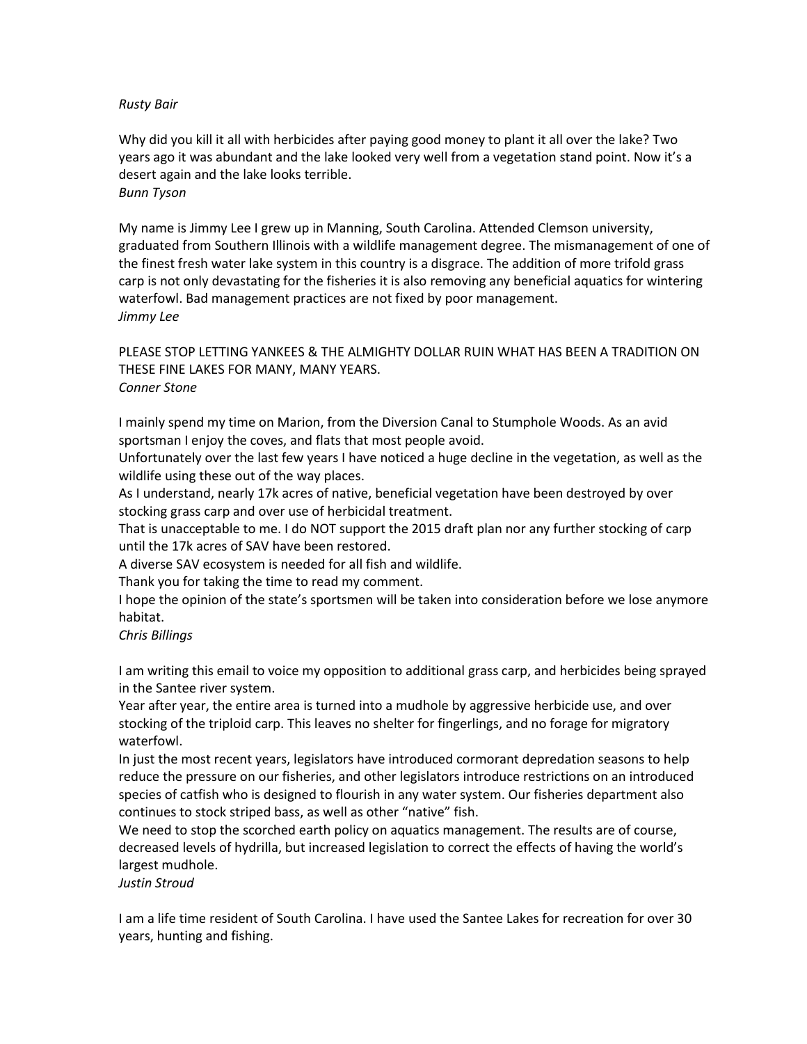*Rusty Bair*

Why did you kill it all with herbicides after paying good money to plant it all over the lake? Two years ago it was abundant and the lake looked very well from a vegetation stand point. Now it's a desert again and the lake looks terrible.
*Bunn Tyson*

My name is Jimmy Lee I grew up in Manning, South Carolina. Attended Clemson university, graduated from Southern Illinois with a wildlife management degree. The mismanagement of one of the finest fresh water lake system in this country is a disgrace. The addition of more trifold grass carp is not only devastating for the fisheries it is also removing any beneficial aquatics for wintering waterfowl. Bad management practices are not fixed by poor management.
*Jimmy Lee*

PLEASE STOP LETTING YANKEES & THE ALMIGHTY DOLLAR RUIN WHAT HAS BEEN A TRADITION ON THESE FINE LAKES FOR MANY, MANY YEARS.
*Conner Stone*

I mainly spend my time on Marion, from the Diversion Canal to Stumphole Woods. As an avid sportsman I enjoy the coves, and flats that most people avoid.
Unfortunately over the last few years I have noticed a huge decline in the vegetation, as well as the wildlife using these out of the way places.
As I understand, nearly 17k acres of native, beneficial vegetation have been destroyed by over stocking grass carp and over use of herbicidal treatment.
That is unacceptable to me. I do NOT support the 2015 draft plan nor any further stocking of carp until the 17k acres of SAV have been restored.
A diverse SAV ecosystem is needed for all fish and wildlife.
Thank you for taking the time to read my comment.
I hope the opinion of the state's sportsmen will be taken into consideration before we lose anymore habitat.
*Chris Billings*

I am writing this email to voice my opposition to additional grass carp, and herbicides being sprayed in the Santee river system.
Year after year, the entire area is turned into a mudhole by aggressive herbicide use, and over stocking of the triploid carp. This leaves no shelter for fingerlings, and no forage for migratory waterfowl.
In just the most recent years, legislators have introduced cormorant depredation seasons to help reduce the pressure on our fisheries, and other legislators introduce restrictions on an introduced species of catfish who is designed to flourish in any water system. Our fisheries department also continues to stock striped bass, as well as other "native" fish.
We need to stop the scorched earth policy on aquatics management. The results are of course, decreased levels of hydrilla, but increased legislation to correct the effects of having the world's largest mudhole.
*Justin Stroud*

I am a life time resident of South Carolina. I have used the Santee Lakes for recreation for over 30 years, hunting and fishing.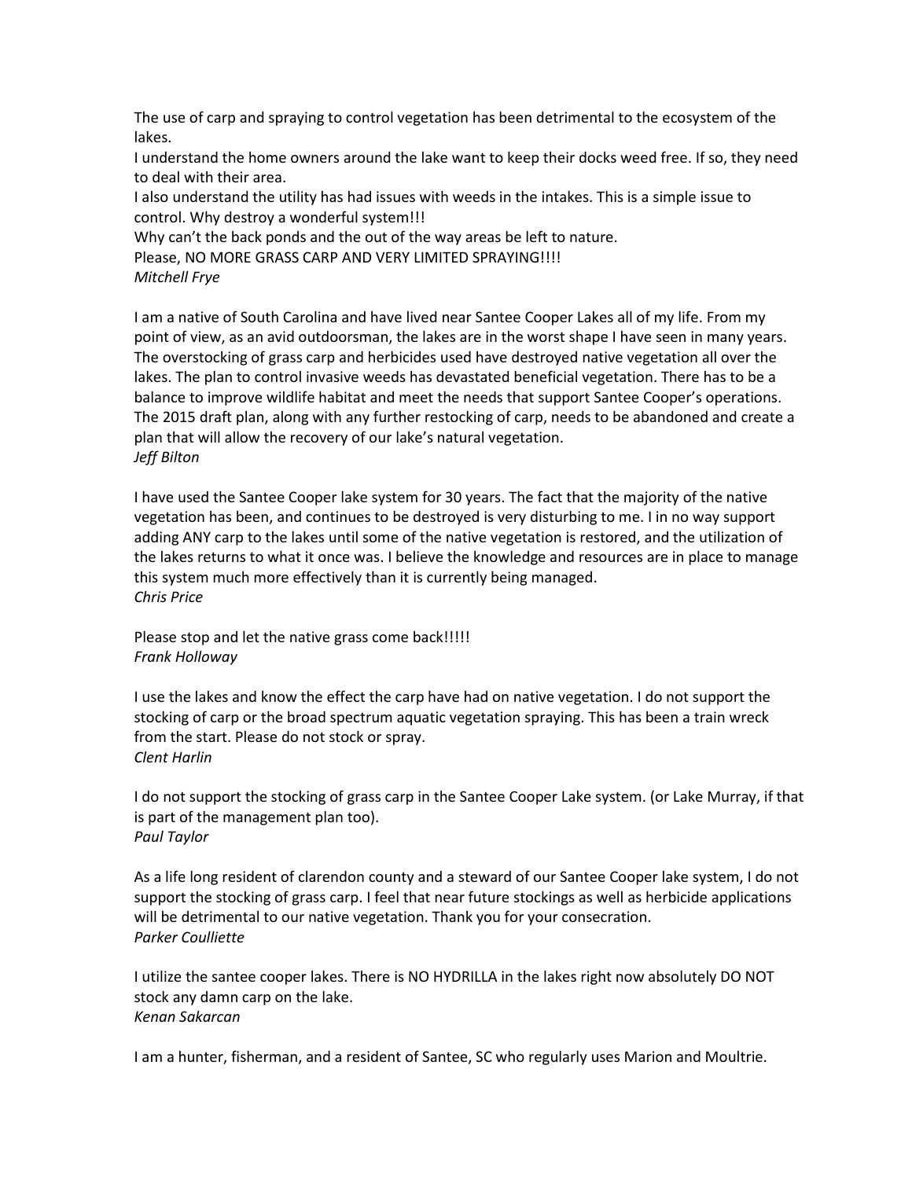The use of carp and spraying to control vegetation has been detrimental to the ecosystem of the lakes.
I understand the home owners around the lake want to keep their docks weed free. If so, they need to deal with their area.
I also understand the utility has had issues with weeds in the intakes. This is a simple issue to control. Why destroy a wonderful system!!!
Why can't the back ponds and the out of the way areas be left to nature.
Please, NO MORE GRASS CARP AND VERY LIMITED SPRAYING!!!!
*Mitchell Frye*

I am a native of South Carolina and have lived near Santee Cooper Lakes all of my life. From my point of view, as an avid outdoorsman, the lakes are in the worst shape I have seen in many years. The overstocking of grass carp and herbicides used have destroyed native vegetation all over the lakes. The plan to control invasive weeds has devastated beneficial vegetation. There has to be a balance to improve wildlife habitat and meet the needs that support Santee Cooper's operations. The 2015 draft plan, along with any further restocking of carp, needs to be abandoned and create a plan that will allow the recovery of our lake's natural vegetation.
*Jeff Bilton*

I have used the Santee Cooper lake system for 30 years. The fact that the majority of the native vegetation has been, and continues to be destroyed is very disturbing to me. I in no way support adding ANY carp to the lakes until some of the native vegetation is restored, and the utilization of the lakes returns to what it once was. I believe the knowledge and resources are in place to manage this system much more effectively than it is currently being managed.
*Chris Price*

Please stop and let the native grass come back!!!!!
*Frank Holloway*

I use the lakes and know the effect the carp have had on native vegetation. I do not support the stocking of carp or the broad spectrum aquatic vegetation spraying. This has been a train wreck from the start. Please do not stock or spray.
*Clent Harlin*

I do not support the stocking of grass carp in the Santee Cooper Lake system. (or Lake Murray, if that is part of the management plan too).
*Paul Taylor*

As a life long resident of clarendon county and a steward of our Santee Cooper lake system, I do not support the stocking of grass carp. I feel that near future stockings as well as herbicide applications will be detrimental to our native vegetation. Thank you for your consecration.
*Parker Coulliette*

I utilize the santee cooper lakes. There is NO HYDRILLA in the lakes right now absolutely DO NOT stock any damn carp on the lake.
*Kenan Sakarcan*

I am a hunter, fisherman, and a resident of Santee, SC who regularly uses Marion and Moultrie.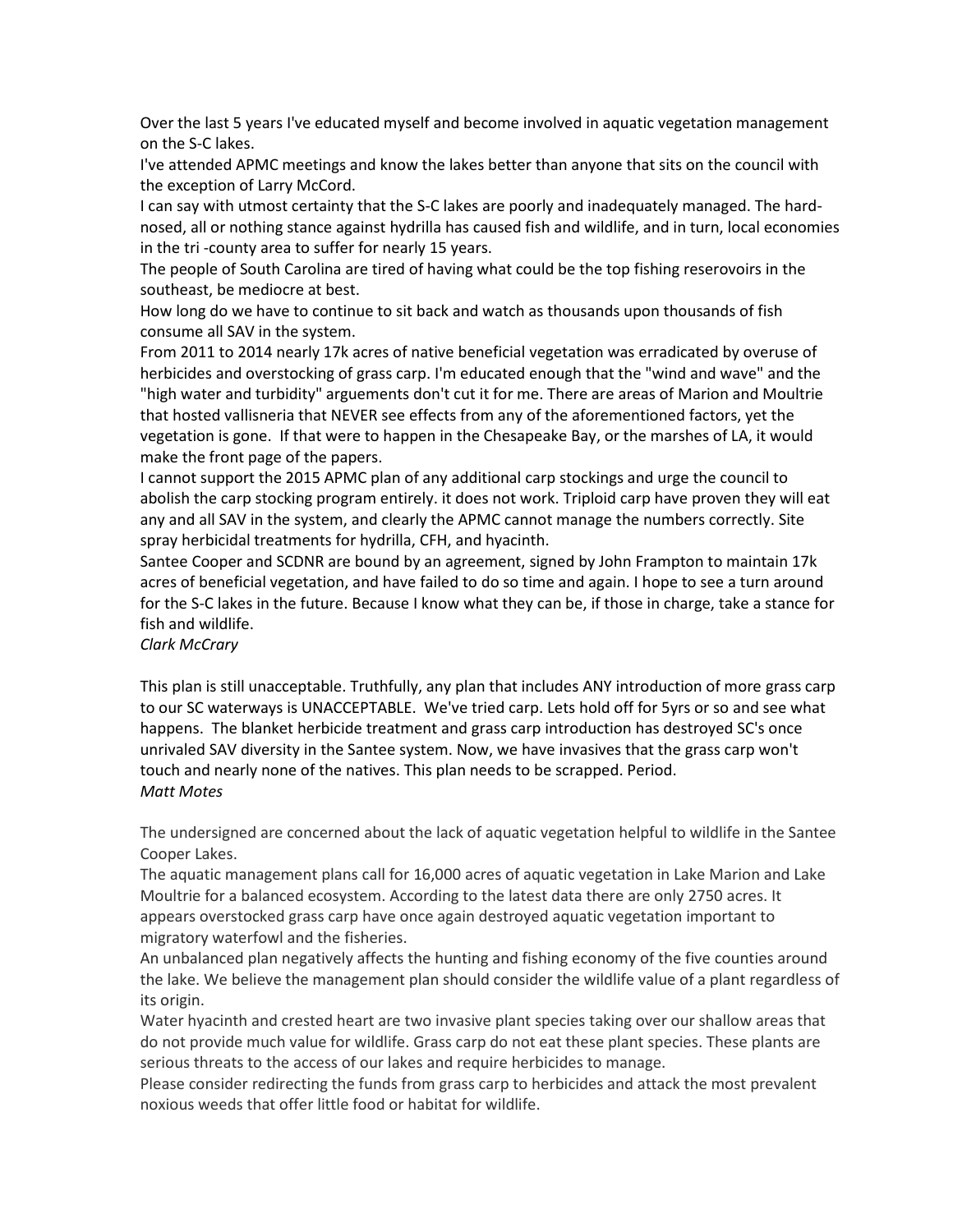Over the last 5 years I've educated myself and become involved in aquatic vegetation management on the S-C lakes.

I've attended APMC meetings and know the lakes better than anyone that sits on the council with the exception of Larry McCord.

I can say with utmost certainty that the S-C lakes are poorly and inadequately managed. The hard-nosed, all or nothing stance against hydrilla has caused fish and wildlife, and in turn, local economies in the tri -county area to suffer for nearly 15 years.

The people of South Carolina are tired of having what could be the top fishing reserovoirs in the southeast, be mediocre at best.

How long do we have to continue to sit back and watch as thousands upon thousands of fish consume all SAV in the system.

From 2011 to 2014 nearly 17k acres of native beneficial vegetation was erradicated by overuse of herbicides and overstocking of grass carp. I'm educated enough that the "wind and wave" and the "high water and turbidity" arguements don't cut it for me. There are areas of Marion and Moultrie that hosted vallisneria that NEVER see effects from any of the aforementioned factors, yet the vegetation is gone. If that were to happen in the Chesapeake Bay, or the marshes of LA, it would make the front page of the papers.

I cannot support the 2015 APMC plan of any additional carp stockings and urge the council to abolish the carp stocking program entirely. it does not work. Triploid carp have proven they will eat any and all SAV in the system, and clearly the APMC cannot manage the numbers correctly. Site spray herbicidal treatments for hydrilla, CFH, and hyacinth.

Santee Cooper and SCDNR are bound by an agreement, signed by John Frampton to maintain 17k acres of beneficial vegetation, and have failed to do so time and again. I hope to see a turn around for the S-C lakes in the future. Because I know what they can be, if those in charge, take a stance for fish and wildlife.

*Clark McCrary*

This plan is still unacceptable. Truthfully, any plan that includes ANY introduction of more grass carp to our SC waterways is UNACCEPTABLE. We've tried carp. Lets hold off for 5yrs or so and see what happens. The blanket herbicide treatment and grass carp introduction has destroyed SC's once unrivaled SAV diversity in the Santee system. Now, we have invasives that the grass carp won't touch and nearly none of the natives. This plan needs to be scrapped. Period.

*Matt Motes*

The undersigned are concerned about the lack of aquatic vegetation helpful to wildlife in the Santee Cooper Lakes.

The aquatic management plans call for 16,000 acres of aquatic vegetation in Lake Marion and Lake Moultrie for a balanced ecosystem. According to the latest data there are only 2750 acres. It appears overstocked grass carp have once again destroyed aquatic vegetation important to migratory waterfowl and the fisheries.

An unbalanced plan negatively affects the hunting and fishing economy of the five counties around the lake. We believe the management plan should consider the wildlife value of a plant regardless of its origin.

Water hyacinth and crested heart are two invasive plant species taking over our shallow areas that do not provide much value for wildlife. Grass carp do not eat these plant species. These plants are serious threats to the access of our lakes and require herbicides to manage.

Please consider redirecting the funds from grass carp to herbicides and attack the most prevalent noxious weeds that offer little food or habitat for wildlife.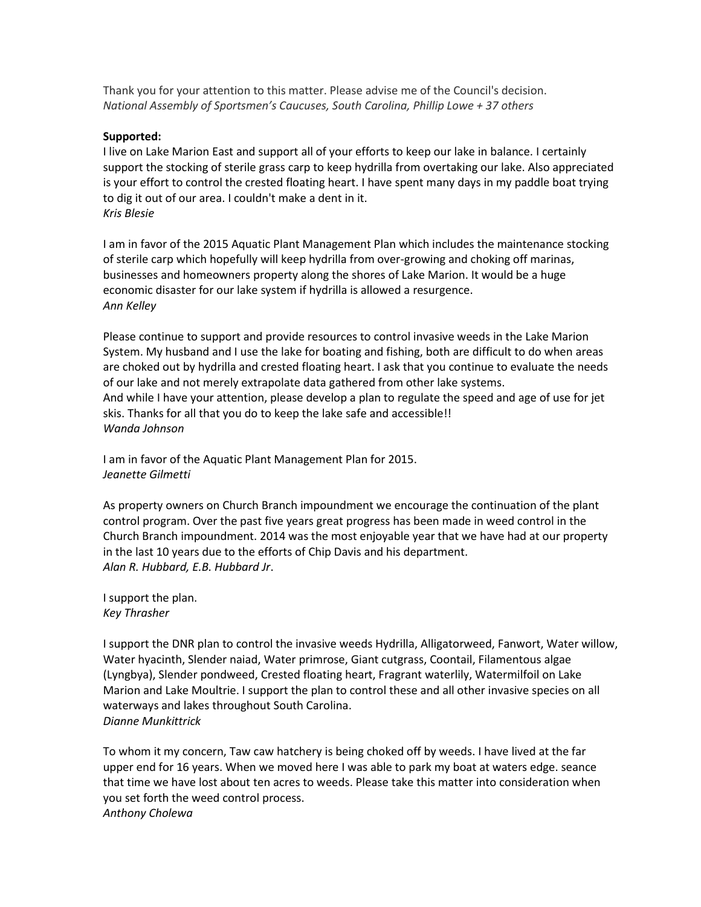Thank you for your attention to this matter. Please advise me of the Council's decision.
*National Assembly of Sportsmen's Caucuses, South Carolina, Phillip Lowe + 37 others*

**Supported:**

I live on Lake Marion East and support all of your efforts to keep our lake in balance. I certainly support the stocking of sterile grass carp to keep hydrilla from overtaking our lake. Also appreciated is your effort to control the crested floating heart. I have spent many days in my paddle boat trying to dig it out of our area. I couldn't make a dent in it.
*Kris Blesie*

I am in favor of the 2015 Aquatic Plant Management Plan which includes the maintenance stocking of sterile carp which hopefully will keep hydrilla from over-growing and choking off marinas, businesses and homeowners property along the shores of Lake Marion. It would be a huge economic disaster for our lake system if hydrilla is allowed a resurgence.
*Ann Kelley*

Please continue to support and provide resources to control invasive weeds in the Lake Marion System. My husband and I use the lake for boating and fishing, both are difficult to do when areas are choked out by hydrilla and crested floating heart. I ask that you continue to evaluate the needs of our lake and not merely extrapolate data gathered from other lake systems.
And while I have your attention, please develop a plan to regulate the speed and age of use for jet skis. Thanks for all that you do to keep the lake safe and accessible!!
*Wanda Johnson*

I am in favor of the Aquatic Plant Management Plan for 2015.
*Jeanette Gilmetti*

As property owners on Church Branch impoundment we encourage the continuation of the plant control program. Over the past five years great progress has been made in weed control in the Church Branch impoundment. 2014 was the most enjoyable year that we have had at our property in the last 10 years due to the efforts of Chip Davis and his department.
*Alan R. Hubbard, E.B. Hubbard Jr*.

I support the plan.
*Key Thrasher*

I support the DNR plan to control the invasive weeds Hydrilla, Alligatorweed, Fanwort, Water willow, Water hyacinth, Slender naiad, Water primrose, Giant cutgrass, Coontail, Filamentous algae (Lyngbya), Slender pondweed, Crested floating heart, Fragrant waterlily, Watermilfoil on Lake Marion and Lake Moultrie. I support the plan to control these and all other invasive species on all waterways and lakes throughout South Carolina.
*Dianne Munkittrick*

To whom it my concern, Taw caw hatchery is being choked off by weeds. I have lived at the far upper end for 16 years. When we moved here I was able to park my boat at waters edge. seance that time we have lost about ten acres to weeds. Please take this matter into consideration when you set forth the weed control process.
*Anthony Cholewa*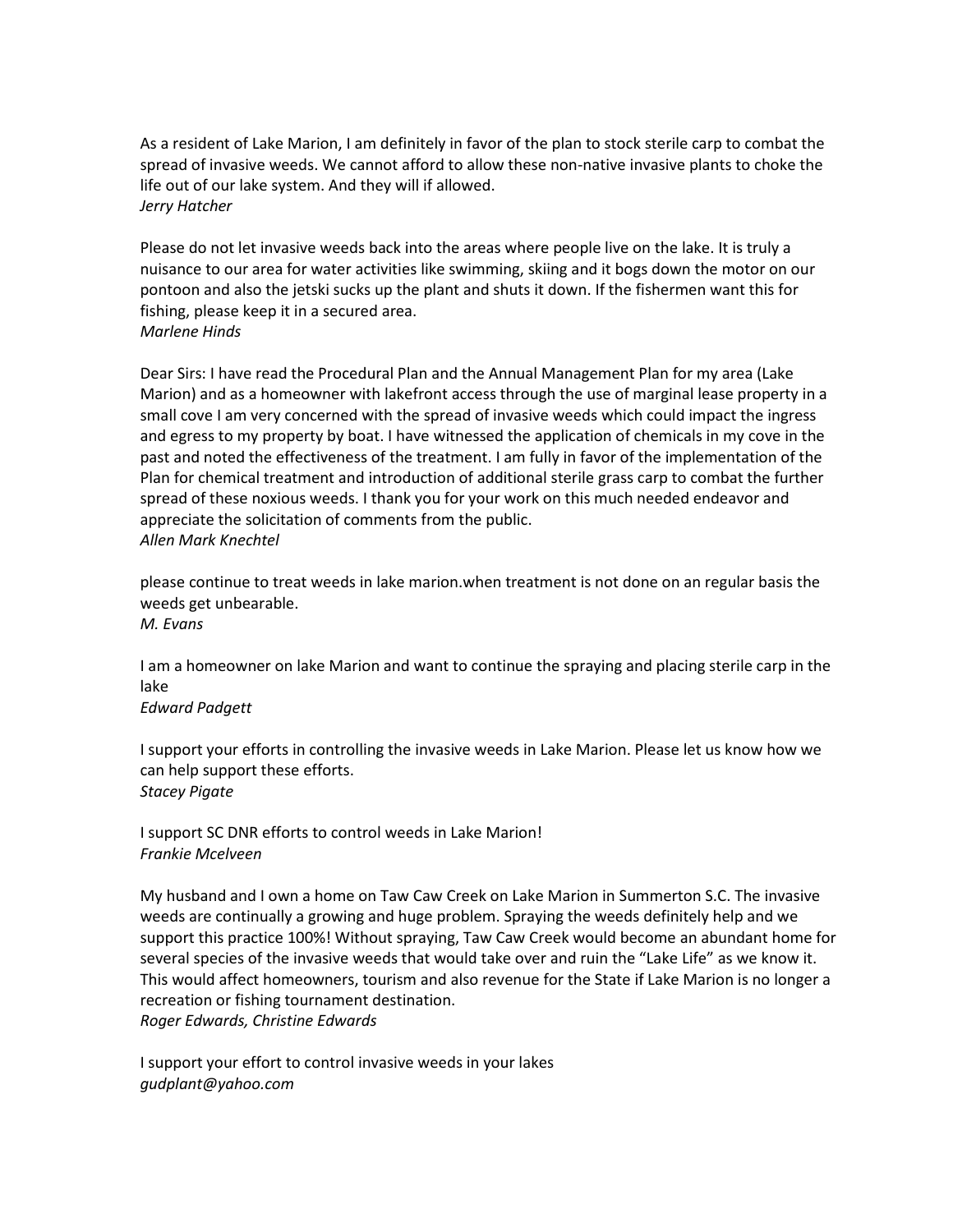As a resident of Lake Marion, I am definitely in favor of the plan to stock sterile carp to combat the spread of invasive weeds. We cannot afford to allow these non-native invasive plants to choke the life out of our lake system. And they will if allowed.
*Jerry Hatcher*

Please do not let invasive weeds back into the areas where people live on the lake. It is truly a nuisance to our area for water activities like swimming, skiing and it bogs down the motor on our pontoon and also the jetski sucks up the plant and shuts it down. If the fishermen want this for fishing, please keep it in a secured area.
*Marlene Hinds*

Dear Sirs: I have read the Procedural Plan and the Annual Management Plan for my area (Lake Marion) and as a homeowner with lakefront access through the use of marginal lease property in a small cove I am very concerned with the spread of invasive weeds which could impact the ingress and egress to my property by boat. I have witnessed the application of chemicals in my cove in the past and noted the effectiveness of the treatment. I am fully in favor of the implementation of the Plan for chemical treatment and introduction of additional sterile grass carp to combat the further spread of these noxious weeds. I thank you for your work on this much needed endeavor and appreciate the solicitation of comments from the public.
*Allen Mark Knechtel*

please continue to treat weeds in lake marion.when treatment is not done on an regular basis the weeds get unbearable.
*M. Evans*

I am a homeowner on lake Marion and want to continue the spraying and placing sterile carp in the lake
*Edward Padgett*

I support your efforts in controlling the invasive weeds in Lake Marion. Please let us know how we can help support these efforts.
*Stacey Pigate*

I support SC DNR efforts to control weeds in Lake Marion!
*Frankie Mcelveen*

My husband and I own a home on Taw Caw Creek on Lake Marion in Summerton S.C. The invasive weeds are continually a growing and huge problem. Spraying the weeds definitely help and we support this practice 100%! Without spraying, Taw Caw Creek would become an abundant home for several species of the invasive weeds that would take over and ruin the "Lake Life" as we know it. This would affect homeowners, tourism and also revenue for the State if Lake Marion is no longer a recreation or fishing tournament destination.
*Roger Edwards, Christine Edwards*

I support your effort to control invasive weeds in your lakes
*gudplant@yahoo.com*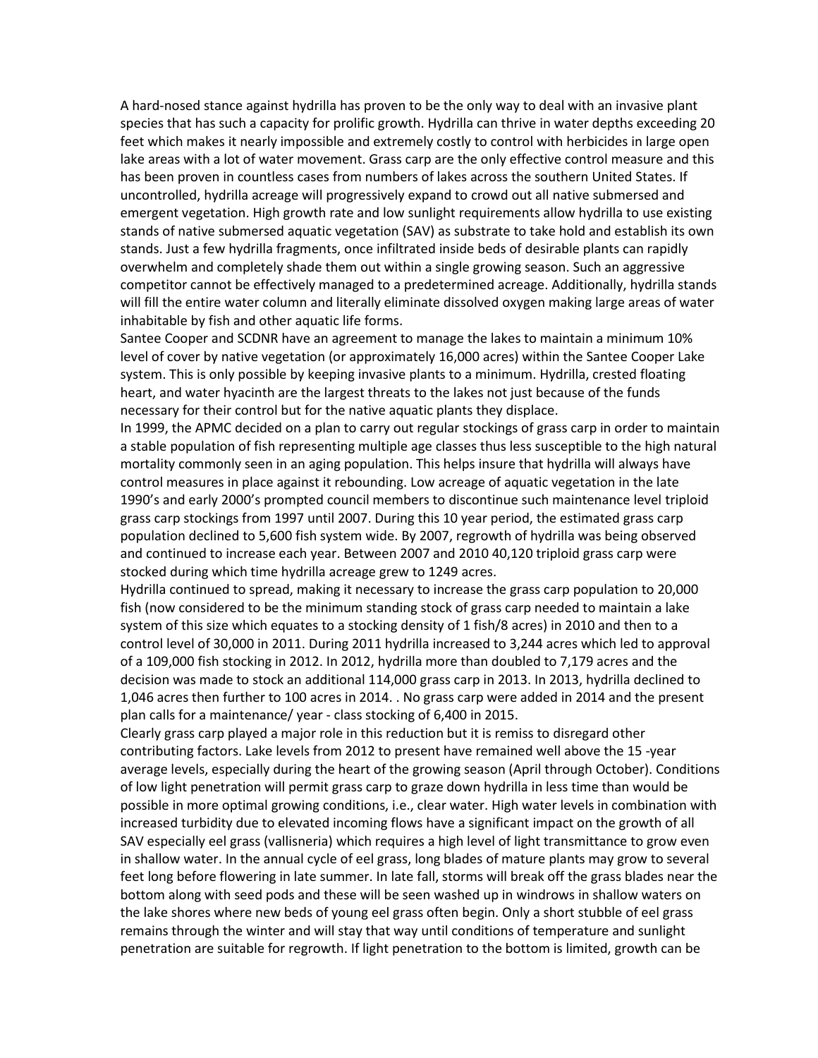A hard-nosed stance against hydrilla has proven to be the only way to deal with an invasive plant species that has such a capacity for prolific growth. Hydrilla can thrive in water depths exceeding 20 feet which makes it nearly impossible and extremely costly to control with herbicides in large open lake areas with a lot of water movement. Grass carp are the only effective control measure and this has been proven in countless cases from numbers of lakes across the southern United States. If uncontrolled, hydrilla acreage will progressively expand to crowd out all native submersed and emergent vegetation. High growth rate and low sunlight requirements allow hydrilla to use existing stands of native submersed aquatic vegetation (SAV) as substrate to take hold and establish its own stands. Just a few hydrilla fragments, once infiltrated inside beds of desirable plants can rapidly overwhelm and completely shade them out within a single growing season. Such an aggressive competitor cannot be effectively managed to a predetermined acreage. Additionally, hydrilla stands will fill the entire water column and literally eliminate dissolved oxygen making large areas of water inhabitable by fish and other aquatic life forms.

Santee Cooper and SCDNR have an agreement to manage the lakes to maintain a minimum 10% level of cover by native vegetation (or approximately 16,000 acres) within the Santee Cooper Lake system. This is only possible by keeping invasive plants to a minimum. Hydrilla, crested floating heart, and water hyacinth are the largest threats to the lakes not just because of the funds necessary for their control but for the native aquatic plants they displace.

In 1999, the APMC decided on a plan to carry out regular stockings of grass carp in order to maintain a stable population of fish representing multiple age classes thus less susceptible to the high natural mortality commonly seen in an aging population. This helps insure that hydrilla will always have control measures in place against it rebounding. Low acreage of aquatic vegetation in the late 1990's and early 2000's prompted council members to discontinue such maintenance level triploid grass carp stockings from 1997 until 2007. During this 10 year period, the estimated grass carp population declined to 5,600 fish system wide. By 2007, regrowth of hydrilla was being observed and continued to increase each year. Between 2007 and 2010 40,120 triploid grass carp were stocked during which time hydrilla acreage grew to 1249 acres.

Hydrilla continued to spread, making it necessary to increase the grass carp population to 20,000 fish (now considered to be the minimum standing stock of grass carp needed to maintain a lake system of this size which equates to a stocking density of 1 fish/8 acres) in 2010 and then to a control level of 30,000 in 2011. During 2011 hydrilla increased to 3,244 acres which led to approval of a 109,000 fish stocking in 2012. In 2012, hydrilla more than doubled to 7,179 acres and the decision was made to stock an additional 114,000 grass carp in 2013. In 2013, hydrilla declined to 1,046 acres then further to 100 acres in 2014. . No grass carp were added in 2014 and the present plan calls for a maintenance/ year - class stocking of 6,400 in 2015.

Clearly grass carp played a major role in this reduction but it is remiss to disregard other contributing factors. Lake levels from 2012 to present have remained well above the 15 -year average levels, especially during the heart of the growing season (April through October). Conditions of low light penetration will permit grass carp to graze down hydrilla in less time than would be possible in more optimal growing conditions, i.e., clear water. High water levels in combination with increased turbidity due to elevated incoming flows have a significant impact on the growth of all SAV especially eel grass (vallisneria) which requires a high level of light transmittance to grow even in shallow water. In the annual cycle of eel grass, long blades of mature plants may grow to several feet long before flowering in late summer. In late fall, storms will break off the grass blades near the bottom along with seed pods and these will be seen washed up in windrows in shallow waters on the lake shores where new beds of young eel grass often begin. Only a short stubble of eel grass remains through the winter and will stay that way until conditions of temperature and sunlight penetration are suitable for regrowth. If light penetration to the bottom is limited, growth can be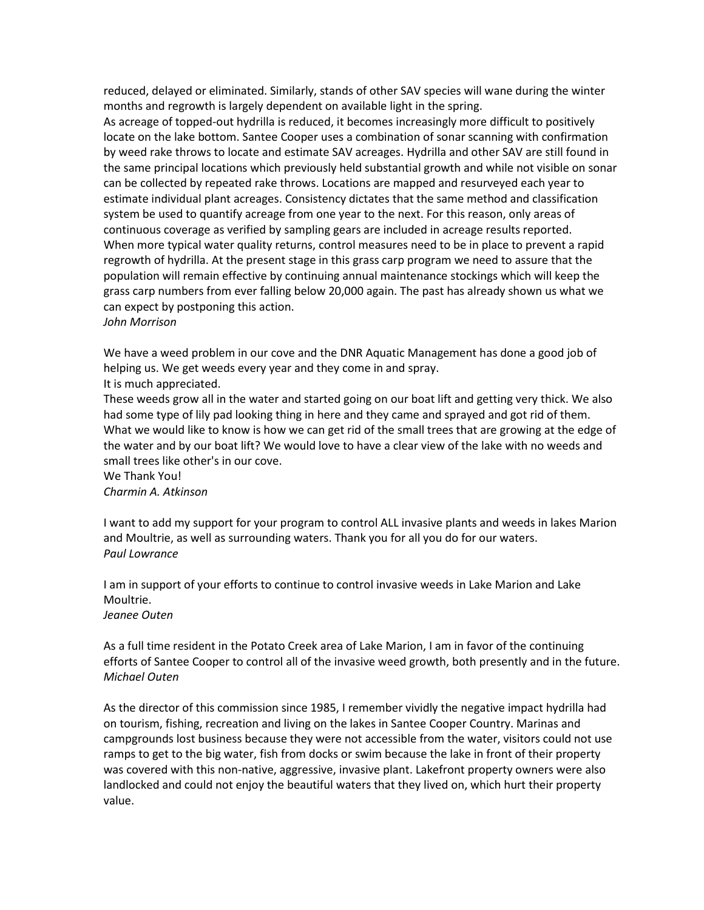reduced, delayed or eliminated. Similarly, stands of other SAV species will wane during the winter months and regrowth is largely dependent on available light in the spring.

As acreage of topped-out hydrilla is reduced, it becomes increasingly more difficult to positively locate on the lake bottom. Santee Cooper uses a combination of sonar scanning with confirmation by weed rake throws to locate and estimate SAV acreages. Hydrilla and other SAV are still found in the same principal locations which previously held substantial growth and while not visible on sonar can be collected by repeated rake throws. Locations are mapped and resurveyed each year to estimate individual plant acreages. Consistency dictates that the same method and classification system be used to quantify acreage from one year to the next. For this reason, only areas of continuous coverage as verified by sampling gears are included in acreage results reported.

When more typical water quality returns, control measures need to be in place to prevent a rapid regrowth of hydrilla. At the present stage in this grass carp program we need to assure that the population will remain effective by continuing annual maintenance stockings which will keep the grass carp numbers from ever falling below 20,000 again. The past has already shown us what we can expect by postponing this action.

*John Morrison*

We have a weed problem in our cove and the DNR Aquatic Management has done a good job of helping us. We get weeds every year and they come in and spray.

It is much appreciated.

These weeds grow all in the water and started going on our boat lift and getting very thick. We also had some type of lily pad looking thing in here and they came and sprayed and got rid of them. What we would like to know is how we can get rid of the small trees that are growing at the edge of the water and by our boat lift? We would love to have a clear view of the lake with no weeds and small trees like other's in our cove.

We Thank You!

*Charmin A. Atkinson*

I want to add my support for your program to control ALL invasive plants and weeds in lakes Marion and Moultrie, as well as surrounding waters. Thank you for all you do for our waters.

*Paul Lowrance*

I am in support of your efforts to continue to control invasive weeds in Lake Marion and Lake Moultrie.

*Jeanee Outen*

As a full time resident in the Potato Creek area of Lake Marion, I am in favor of the continuing efforts of Santee Cooper to control all of the invasive weed growth, both presently and in the future.

*Michael Outen*

As the director of this commission since 1985, I remember vividly the negative impact hydrilla had on tourism, fishing, recreation and living on the lakes in Santee Cooper Country. Marinas and campgrounds lost business because they were not accessible from the water, visitors could not use ramps to get to the big water, fish from docks or swim because the lake in front of their property was covered with this non-native, aggressive, invasive plant. Lakefront property owners were also landlocked and could not enjoy the beautiful waters that they lived on, which hurt their property value.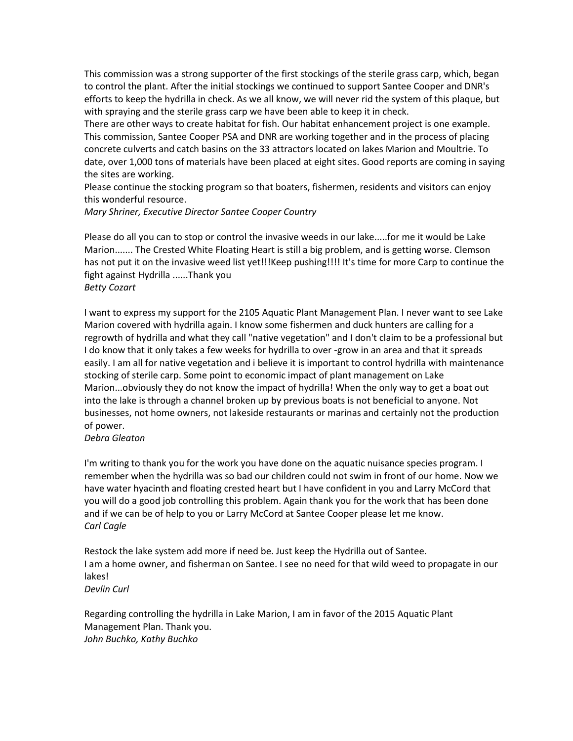This commission was a strong supporter of the first stockings of the sterile grass carp, which, began to control the plant. After the initial stockings we continued to support Santee Cooper and DNR's efforts to keep the hydrilla in check. As we all know, we will never rid the system of this plaque, but with spraying and the sterile grass carp we have been able to keep it in check.

There are other ways to create habitat for fish. Our habitat enhancement project is one example. This commission, Santee Cooper PSA and DNR are working together and in the process of placing concrete culverts and catch basins on the 33 attractors located on lakes Marion and Moultrie. To date, over 1,000 tons of materials have been placed at eight sites. Good reports are coming in saying the sites are working.

Please continue the stocking program so that boaters, fishermen, residents and visitors can enjoy this wonderful resource.

*Mary Shriner, Executive Director Santee Cooper Country*

Please do all you can to stop or control the invasive weeds in our lake.....for me it would be Lake Marion....... The Crested White Floating Heart is still a big problem, and is getting worse. Clemson has not put it on the invasive weed list yet!!!Keep pushing!!!! It's time for more Carp to continue the fight against Hydrilla ......Thank you

*Betty Cozart*

I want to express my support for the 2105 Aquatic Plant Management Plan. I never want to see Lake Marion covered with hydrilla again. I know some fishermen and duck hunters are calling for a regrowth of hydrilla and what they call "native vegetation" and I don't claim to be a professional but I do know that it only takes a few weeks for hydrilla to over -grow in an area and that it spreads easily. I am all for native vegetation and i believe it is important to control hydrilla with maintenance stocking of sterile carp. Some point to economic impact of plant management on Lake Marion...obviously they do not know the impact of hydrilla! When the only way to get a boat out into the lake is through a channel broken up by previous boats is not beneficial to anyone. Not businesses, not home owners, not lakeside restaurants or marinas and certainly not the production of power.

*Debra Gleaton*

I'm writing to thank you for the work you have done on the aquatic nuisance species program. I remember when the hydrilla was so bad our children could not swim in front of our home. Now we have water hyacinth and floating crested heart but I have confident in you and Larry McCord that you will do a good job controlling this problem. Again thank you for the work that has been done and if we can be of help to you or Larry McCord at Santee Cooper please let me know.

*Carl Cagle*

Restock the lake system add more if need be. Just keep the Hydrilla out of Santee.
I am a home owner, and fisherman on Santee. I see no need for that wild weed to propagate in our lakes!

*Devlin Curl*

Regarding controlling the hydrilla in Lake Marion, I am in favor of the 2015 Aquatic Plant Management Plan. Thank you.

*John Buchko, Kathy Buchko*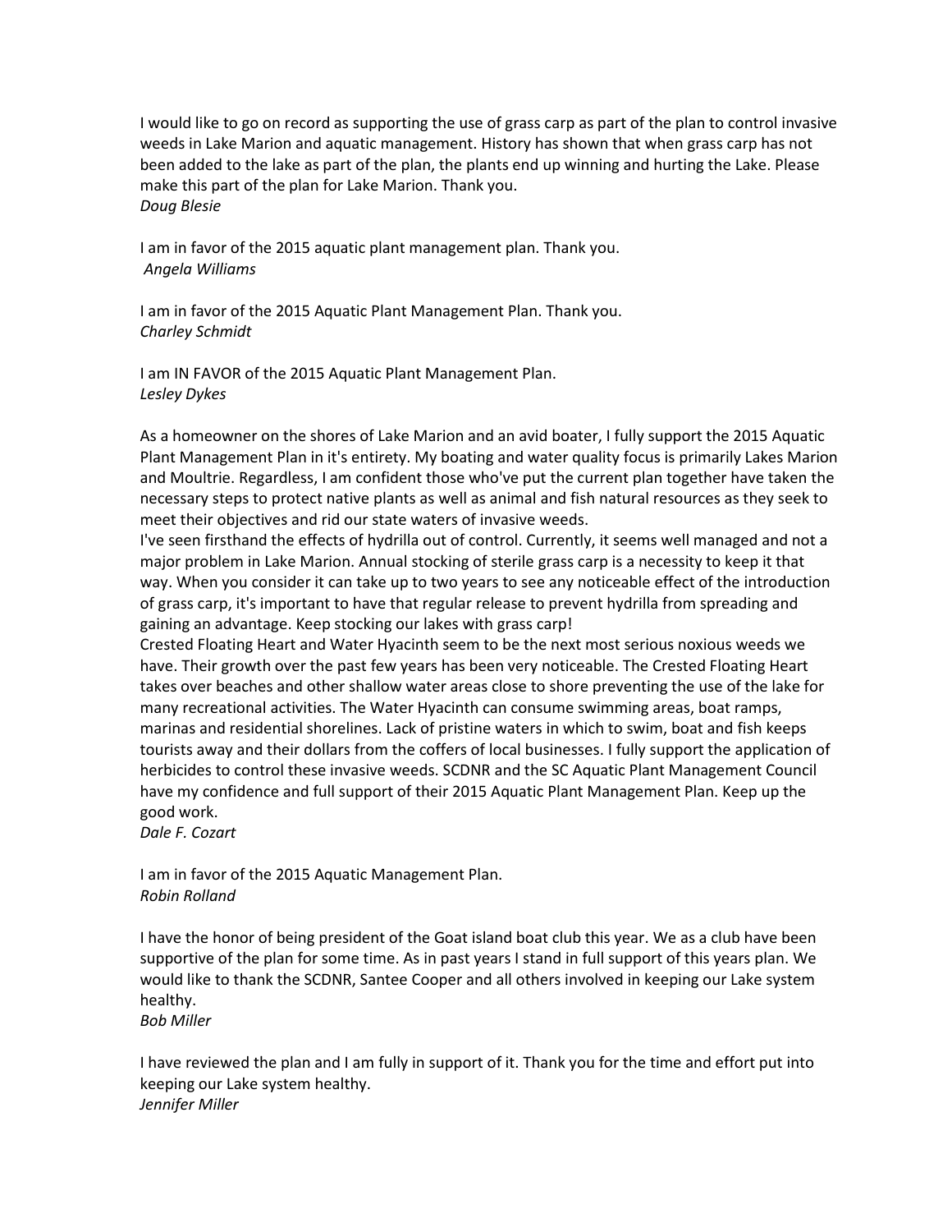I would like to go on record as supporting the use of grass carp as part of the plan to control invasive weeds in Lake Marion and aquatic management. History has shown that when grass carp has not been added to the lake as part of the plan, the plants end up winning and hurting the Lake. Please make this part of the plan for Lake Marion. Thank you.
*Doug Blesie*

I am in favor of the 2015 aquatic plant management plan. Thank you.
*Angela Williams*

I am in favor of the 2015 Aquatic Plant Management Plan. Thank you.
*Charley Schmidt*

I am IN FAVOR of the 2015 Aquatic Plant Management Plan.
*Lesley Dykes*

As a homeowner on the shores of Lake Marion and an avid boater, I fully support the 2015 Aquatic Plant Management Plan in it's entirety. My boating and water quality focus is primarily Lakes Marion and Moultrie. Regardless, I am confident those who've put the current plan together have taken the necessary steps to protect native plants as well as animal and fish natural resources as they seek to meet their objectives and rid our state waters of invasive weeds.
I've seen firsthand the effects of hydrilla out of control. Currently, it seems well managed and not a major problem in Lake Marion. Annual stocking of sterile grass carp is a necessity to keep it that way. When you consider it can take up to two years to see any noticeable effect of the introduction of grass carp, it's important to have that regular release to prevent hydrilla from spreading and gaining an advantage. Keep stocking our lakes with grass carp!
Crested Floating Heart and Water Hyacinth seem to be the next most serious noxious weeds we have. Their growth over the past few years has been very noticeable. The Crested Floating Heart takes over beaches and other shallow water areas close to shore preventing the use of the lake for many recreational activities. The Water Hyacinth can consume swimming areas, boat ramps, marinas and residential shorelines. Lack of pristine waters in which to swim, boat and fish keeps tourists away and their dollars from the coffers of local businesses. I fully support the application of herbicides to control these invasive weeds. SCDNR and the SC Aquatic Plant Management Council have my confidence and full support of their 2015 Aquatic Plant Management Plan. Keep up the good work.
*Dale F. Cozart*

I am in favor of the 2015 Aquatic Management Plan.
*Robin Rolland*

I have the honor of being president of the Goat island boat club this year. We as a club have been supportive of the plan for some time. As in past years I stand in full support of this years plan. We would like to thank the SCDNR, Santee Cooper and all others involved in keeping our Lake system healthy.
*Bob Miller*

I have reviewed the plan and I am fully in support of it. Thank you for the time and effort put into keeping our Lake system healthy.
*Jennifer Miller*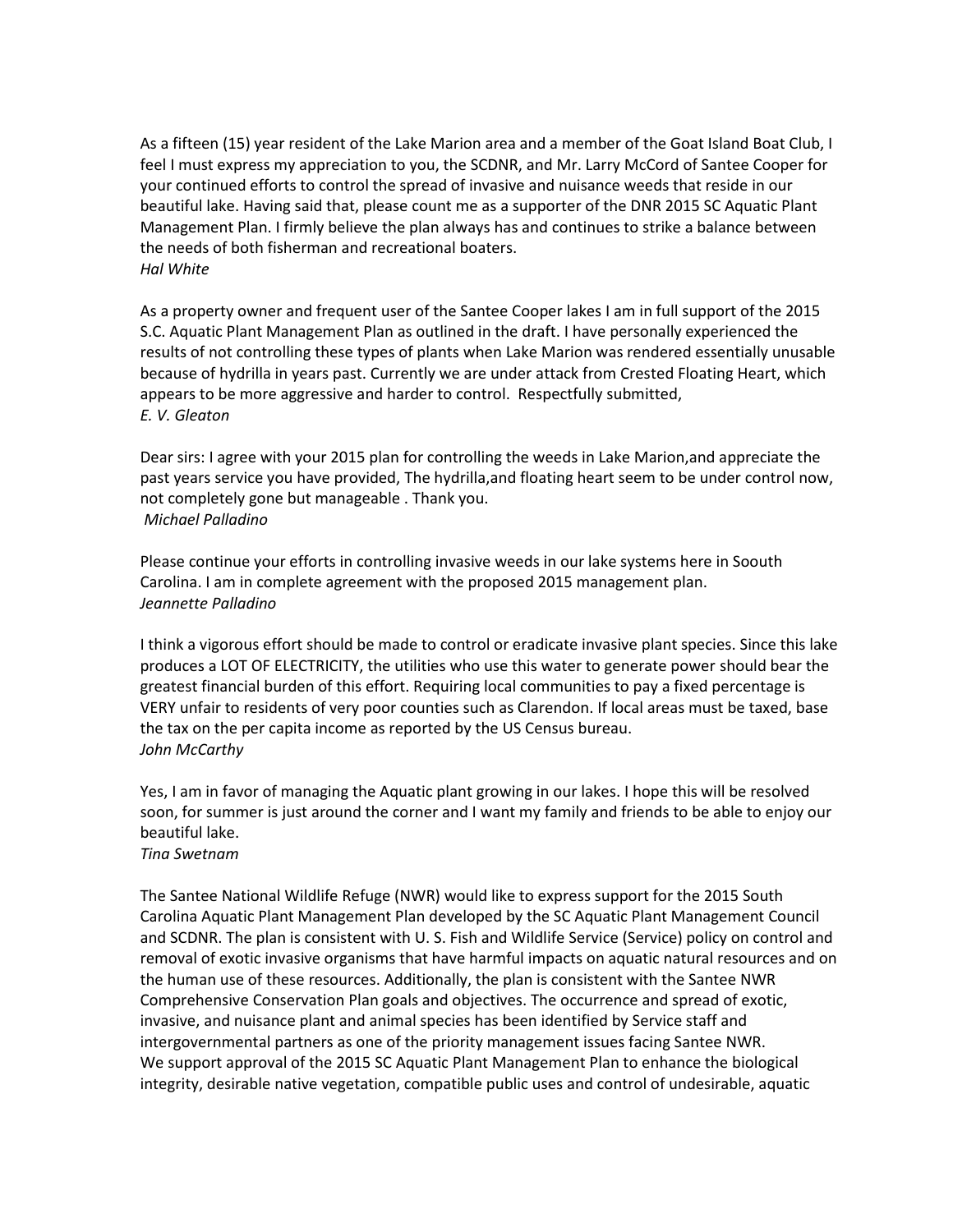As a fifteen (15) year resident of the Lake Marion area and a member of the Goat Island Boat Club, I feel I must express my appreciation to you, the SCDNR, and Mr. Larry McCord of Santee Cooper for your continued efforts to control the spread of invasive and nuisance weeds that reside in our beautiful lake. Having said that, please count me as a supporter of the DNR 2015 SC Aquatic Plant Management Plan. I firmly believe the plan always has and continues to strike a balance between the needs of both fisherman and recreational boaters.
*Hal White*

As a property owner and frequent user of the Santee Cooper lakes I am in full support of the 2015 S.C. Aquatic Plant Management Plan as outlined in the draft. I have personally experienced the results of not controlling these types of plants when Lake Marion was rendered essentially unusable because of hydrilla in years past. Currently we are under attack from Crested Floating Heart, which appears to be more aggressive and harder to control. Respectfully submitted,
*E. V. Gleaton*

Dear sirs: I agree with your 2015 plan for controlling the weeds in Lake Marion,and appreciate the past years service you have provided, The hydrilla,and floating heart seem to be under control now, not completely gone but manageable . Thank you.
*Michael Palladino*

Please continue your efforts in controlling invasive weeds in our lake systems here in Soouth Carolina. I am in complete agreement with the proposed 2015 management plan.
*Jeannette Palladino*

I think a vigorous effort should be made to control or eradicate invasive plant species. Since this lake produces a LOT OF ELECTRICITY, the utilities who use this water to generate power should bear the greatest financial burden of this effort. Requiring local communities to pay a fixed percentage is VERY unfair to residents of very poor counties such as Clarendon. If local areas must be taxed, base the tax on the per capita income as reported by the US Census bureau.
*John McCarthy*

Yes, I am in favor of managing the Aquatic plant growing in our lakes. I hope this will be resolved soon, for summer is just around the corner and I want my family and friends to be able to enjoy our beautiful lake.
*Tina Swetnam*

The Santee National Wildlife Refuge (NWR) would like to express support for the 2015 South Carolina Aquatic Plant Management Plan developed by the SC Aquatic Plant Management Council and SCDNR. The plan is consistent with U. S. Fish and Wildlife Service (Service) policy on control and removal of exotic invasive organisms that have harmful impacts on aquatic natural resources and on the human use of these resources. Additionally, the plan is consistent with the Santee NWR Comprehensive Conservation Plan goals and objectives. The occurrence and spread of exotic, invasive, and nuisance plant and animal species has been identified by Service staff and intergovernmental partners as one of the priority management issues facing Santee NWR.
We support approval of the 2015 SC Aquatic Plant Management Plan to enhance the biological integrity, desirable native vegetation, compatible public uses and control of undesirable, aquatic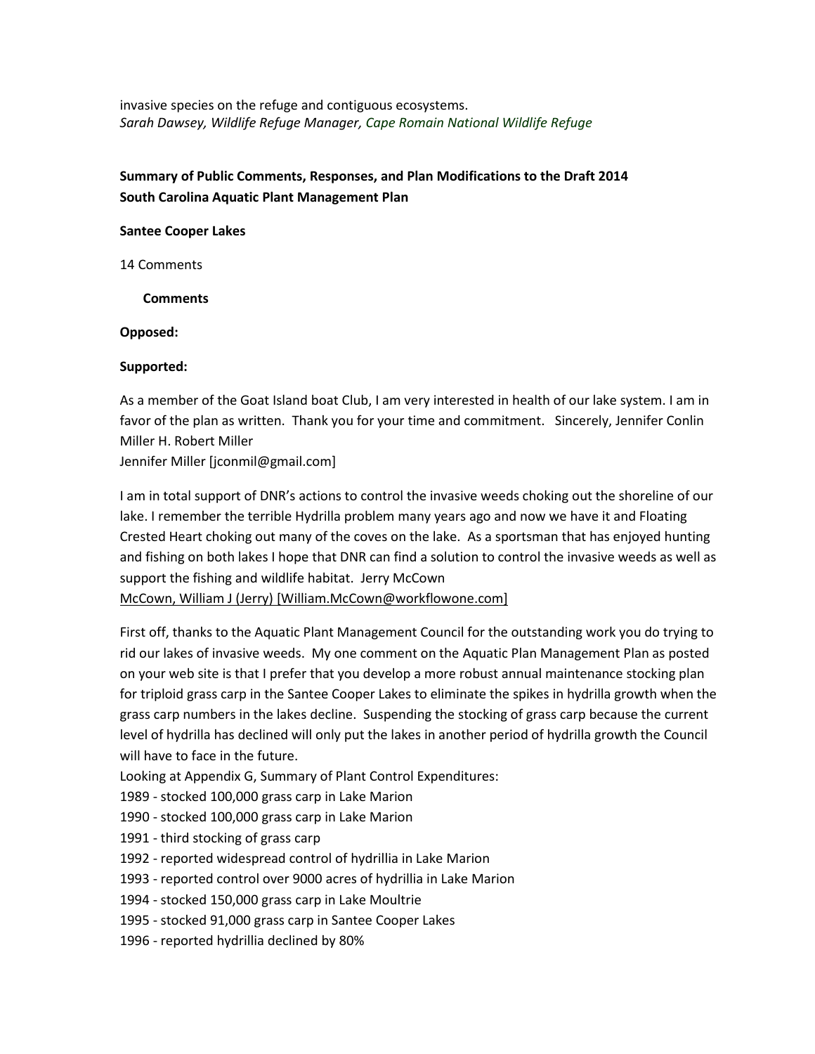invasive species on the refuge and contiguous ecosystems.
*Sarah Dawsey, Wildlife Refuge Manager, Cape Romain National Wildlife Refuge*

**Summary of Public Comments, Responses, and Plan Modifications to the Draft 2014 South Carolina Aquatic Plant Management Plan**

**Santee Cooper Lakes**

14 Comments

**Comments**

**Opposed:**

**Supported:**

As a member of the Goat Island boat Club, I am very interested in health of our lake system. I am in favor of the plan as written. Thank you for your time and commitment. Sincerely, Jennifer Conlin Miller H. Robert Miller
Jennifer Miller [jconmil@gmail.com]

I am in total support of DNR's actions to control the invasive weeds choking out the shoreline of our lake. I remember the terrible Hydrilla problem many years ago and now we have it and Floating Crested Heart choking out many of the coves on the lake. As a sportsman that has enjoyed hunting and fishing on both lakes I hope that DNR can find a solution to control the invasive weeds as well as support the fishing and wildlife habitat. Jerry McCown
McCown, William J (Jerry) [William.McCown@workflowone.com]

First off, thanks to the Aquatic Plant Management Council for the outstanding work you do trying to rid our lakes of invasive weeds. My one comment on the Aquatic Plan Management Plan as posted on your web site is that I prefer that you develop a more robust annual maintenance stocking plan for triploid grass carp in the Santee Cooper Lakes to eliminate the spikes in hydrilla growth when the grass carp numbers in the lakes decline. Suspending the stocking of grass carp because the current level of hydrilla has declined will only put the lakes in another period of hydrilla growth the Council will have to face in the future.
Looking at Appendix G, Summary of Plant Control Expenditures:
1989 - stocked 100,000 grass carp in Lake Marion
1990 - stocked 100,000 grass carp in Lake Marion
1991 - third stocking of grass carp
1992 - reported widespread control of hydrillia in Lake Marion
1993 - reported control over 9000 acres of hydrillia in Lake Marion
1994 - stocked 150,000 grass carp in Lake Moultrie
1995 - stocked 91,000 grass carp in Santee Cooper Lakes
1996 - reported hydrillia declined by 80%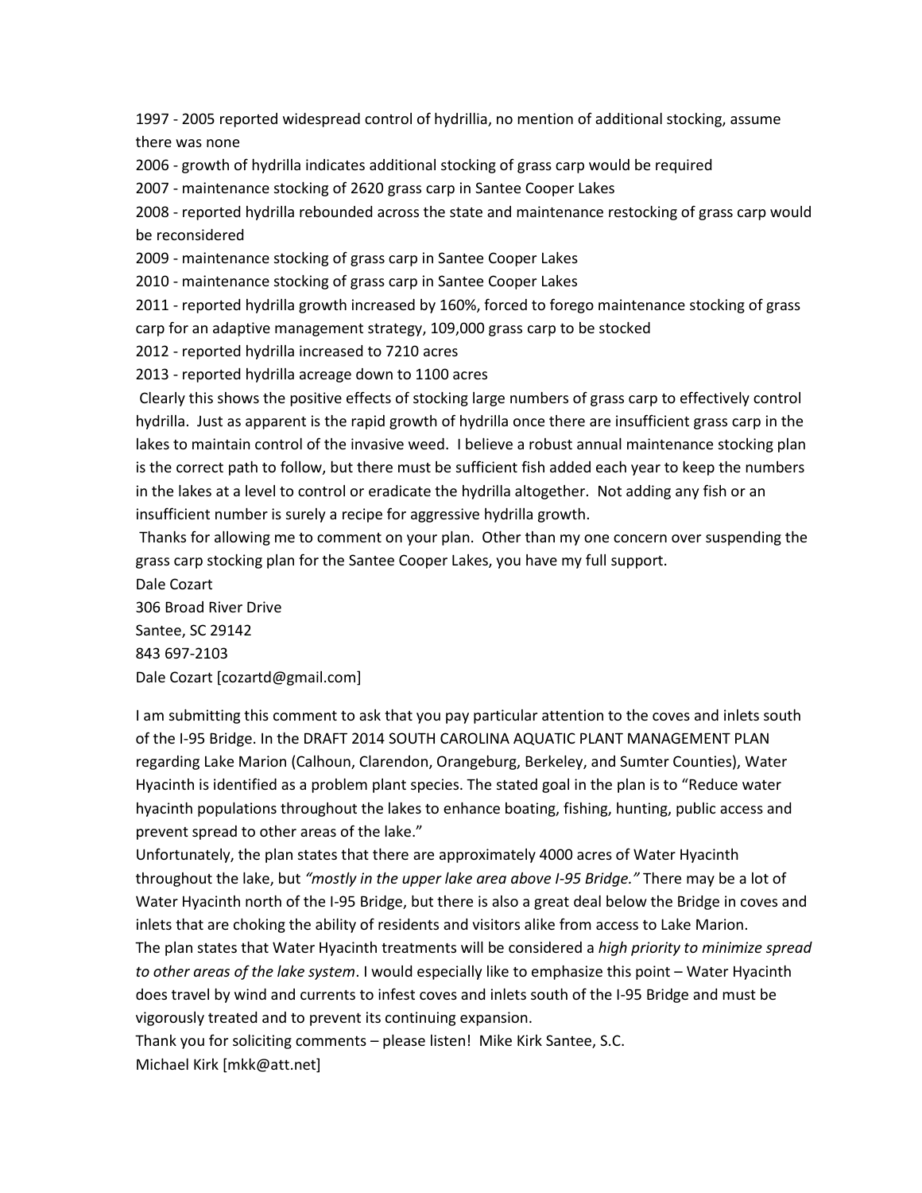1997 - 2005 reported widespread control of hydrillia, no mention of additional stocking, assume there was none

2006 - growth of hydrilla indicates additional stocking of grass carp would be required

2007 - maintenance stocking of 2620 grass carp in Santee Cooper Lakes

2008 - reported hydrilla rebounded across the state and maintenance restocking of grass carp would be reconsidered

2009 - maintenance stocking of grass carp in Santee Cooper Lakes

2010 - maintenance stocking of grass carp in Santee Cooper Lakes

2011 - reported hydrilla growth increased by 160%, forced to forego maintenance stocking of grass carp for an adaptive management strategy, 109,000 grass carp to be stocked

2012 - reported hydrilla increased to 7210 acres

2013 - reported hydrilla acreage down to 1100 acres

Clearly this shows the positive effects of stocking large numbers of grass carp to effectively control hydrilla. Just as apparent is the rapid growth of hydrilla once there are insufficient grass carp in the lakes to maintain control of the invasive weed. I believe a robust annual maintenance stocking plan is the correct path to follow, but there must be sufficient fish added each year to keep the numbers in the lakes at a level to control or eradicate the hydrilla altogether. Not adding any fish or an insufficient number is surely a recipe for aggressive hydrilla growth.

Thanks for allowing me to comment on your plan. Other than my one concern over suspending the grass carp stocking plan for the Santee Cooper Lakes, you have my full support.

Dale Cozart
306 Broad River Drive
Santee, SC 29142
843 697-2103
Dale Cozart [cozartd@gmail.com]

I am submitting this comment to ask that you pay particular attention to the coves and inlets south of the I-95 Bridge. In the DRAFT 2014 SOUTH CAROLINA AQUATIC PLANT MANAGEMENT PLAN regarding Lake Marion (Calhoun, Clarendon, Orangeburg, Berkeley, and Sumter Counties), Water Hyacinth is identified as a problem plant species. The stated goal in the plan is to "Reduce water hyacinth populations throughout the lakes to enhance boating, fishing, hunting, public access and prevent spread to other areas of the lake."

Unfortunately, the plan states that there are approximately 4000 acres of Water Hyacinth throughout the lake, but *"mostly in the upper lake area above I-95 Bridge."* There may be a lot of Water Hyacinth north of the I-95 Bridge, but there is also a great deal below the Bridge in coves and inlets that are choking the ability of residents and visitors alike from access to Lake Marion.

The plan states that Water Hyacinth treatments will be considered a *high priority to minimize spread to other areas of the lake system*. I would especially like to emphasize this point – Water Hyacinth does travel by wind and currents to infest coves and inlets south of the I-95 Bridge and must be vigorously treated and to prevent its continuing expansion.

Thank you for soliciting comments – please listen! Mike Kirk Santee, S.C.
Michael Kirk [mkk@att.net]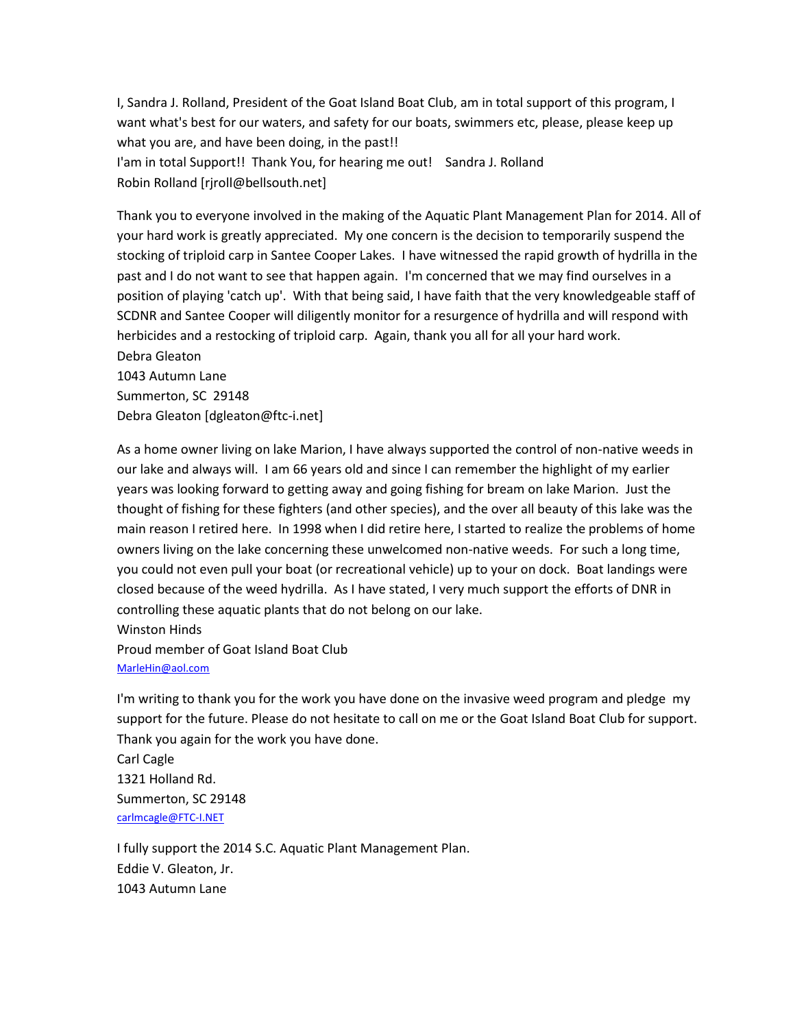I, Sandra J. Rolland, President of the Goat Island Boat Club, am in total support of this program, I want what's best for our waters, and safety for our boats, swimmers etc, please, please keep up what you are, and have been doing, in the past!!
I'am in total Support!! Thank You, for hearing me out! Sandra J. Rolland
Robin Rolland [rjroll@bellsouth.net]

Thank you to everyone involved in the making of the Aquatic Plant Management Plan for 2014. All of your hard work is greatly appreciated. My one concern is the decision to temporarily suspend the stocking of triploid carp in Santee Cooper Lakes. I have witnessed the rapid growth of hydrilla in the past and I do not want to see that happen again. I'm concerned that we may find ourselves in a position of playing 'catch up'. With that being said, I have faith that the very knowledgeable staff of SCDNR and Santee Cooper will diligently monitor for a resurgence of hydrilla and will respond with herbicides and a restocking of triploid carp. Again, thank you all for all your hard work.
Debra Gleaton
1043 Autumn Lane
Summerton, SC 29148
Debra Gleaton [dgleaton@ftc-i.net]

As a home owner living on lake Marion, I have always supported the control of non-native weeds in our lake and always will. I am 66 years old and since I can remember the highlight of my earlier years was looking forward to getting away and going fishing for bream on lake Marion. Just the thought of fishing for these fighters (and other species), and the over all beauty of this lake was the main reason I retired here. In 1998 when I did retire here, I started to realize the problems of home owners living on the lake concerning these unwelcomed non-native weeds. For such a long time, you could not even pull your boat (or recreational vehicle) up to your on dock. Boat landings were closed because of the weed hydrilla. As I have stated, I very much support the efforts of DNR in controlling these aquatic plants that do not belong on our lake.
Winston Hinds
Proud member of Goat Island Boat Club
MarleHin@aol.com

I'm writing to thank you for the work you have done on the invasive weed program and pledge my support for the future. Please do not hesitate to call on me or the Goat Island Boat Club for support. Thank you again for the work you have done.
Carl Cagle
1321 Holland Rd.
Summerton, SC 29148
carlmcagle@FTC-I.NET

I fully support the 2014 S.C. Aquatic Plant Management Plan.
Eddie V. Gleaton, Jr.
1043 Autumn Lane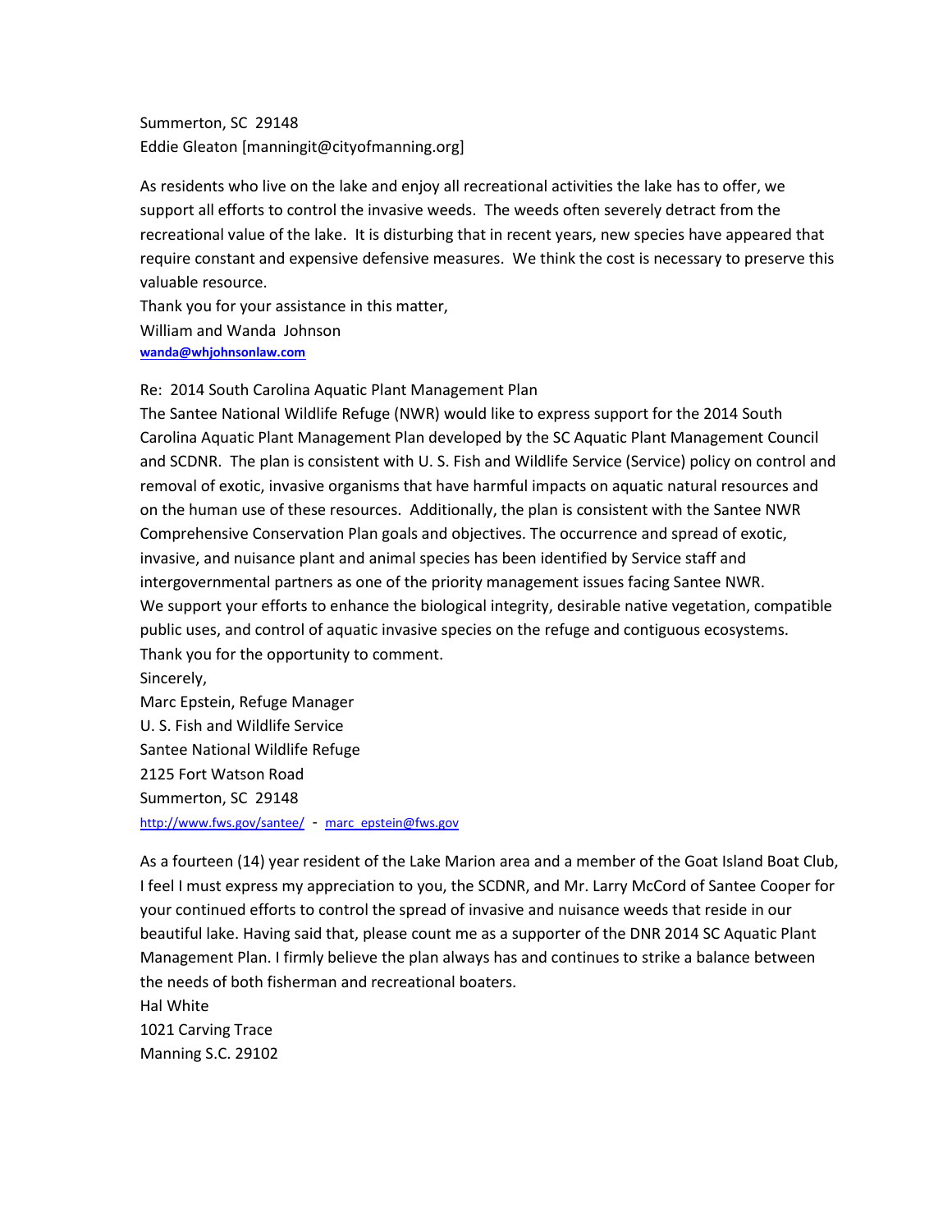Summerton, SC 29148
Eddie Gleaton [manningit@cityofmanning.org]

As residents who live on the lake and enjoy all recreational activities the lake has to offer, we support all efforts to control the invasive weeds. The weeds often severely detract from the recreational value of the lake. It is disturbing that in recent years, new species have appeared that require constant and expensive defensive measures. We think the cost is necessary to preserve this valuable resource.
Thank you for your assistance in this matter,
William and Wanda Johnson
wanda@whjohnsonlaw.com

Re: 2014 South Carolina Aquatic Plant Management Plan
The Santee National Wildlife Refuge (NWR) would like to express support for the 2014 South Carolina Aquatic Plant Management Plan developed by the SC Aquatic Plant Management Council and SCDNR. The plan is consistent with U. S. Fish and Wildlife Service (Service) policy on control and removal of exotic, invasive organisms that have harmful impacts on aquatic natural resources and on the human use of these resources. Additionally, the plan is consistent with the Santee NWR Comprehensive Conservation Plan goals and objectives. The occurrence and spread of exotic, invasive, and nuisance plant and animal species has been identified by Service staff and intergovernmental partners as one of the priority management issues facing Santee NWR.
We support your efforts to enhance the biological integrity, desirable native vegetation, compatible public uses, and control of aquatic invasive species on the refuge and contiguous ecosystems.
Thank you for the opportunity to comment.
Sincerely,
Marc Epstein, Refuge Manager
U. S. Fish and Wildlife Service
Santee National Wildlife Refuge
2125 Fort Watson Road
Summerton, SC 29148
http://www.fws.gov/santee/ - marc_epstein@fws.gov

As a fourteen (14) year resident of the Lake Marion area and a member of the Goat Island Boat Club, I feel I must express my appreciation to you, the SCDNR, and Mr. Larry McCord of Santee Cooper for your continued efforts to control the spread of invasive and nuisance weeds that reside in our beautiful lake. Having said that, please count me as a supporter of the DNR 2014 SC Aquatic Plant Management Plan. I firmly believe the plan always has and continues to strike a balance between the needs of both fisherman and recreational boaters.
Hal White
1021 Carving Trace
Manning S.C. 29102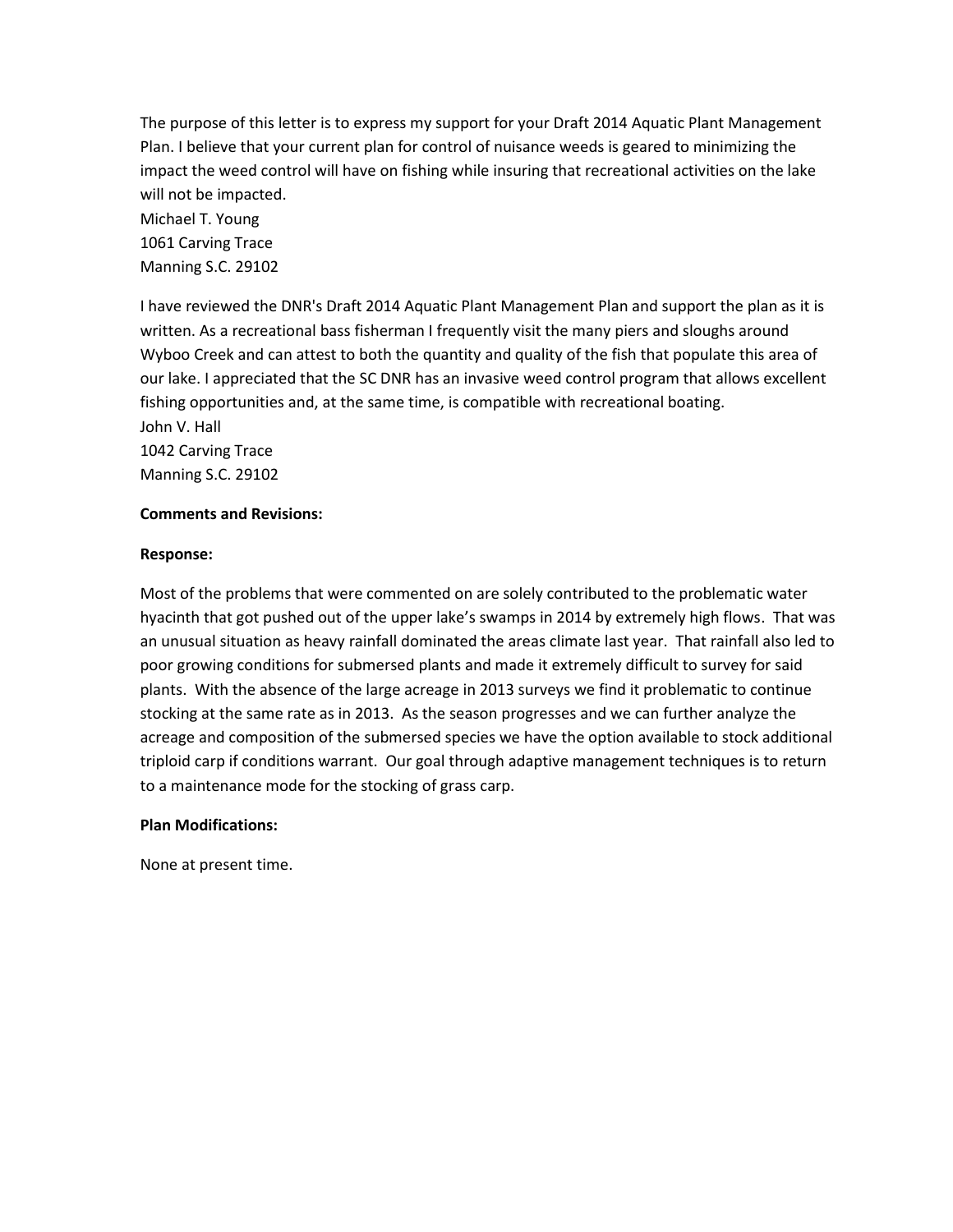The purpose of this letter is to express my support for your Draft 2014 Aquatic Plant Management Plan. I believe that your current plan for control of nuisance weeds is geared to minimizing the impact the weed control will have on fishing while insuring that recreational activities on the lake will not be impacted.
Michael T. Young
1061 Carving Trace
Manning S.C. 29102

I have reviewed the DNR's Draft 2014 Aquatic Plant Management Plan and support the plan as it is written. As a recreational bass fisherman I frequently visit the many piers and sloughs around Wyboo Creek and can attest to both the quantity and quality of the fish that populate this area of our lake. I appreciated that the SC DNR has an invasive weed control program that allows excellent fishing opportunities and, at the same time, is compatible with recreational boating.
John V. Hall
1042 Carving Trace
Manning S.C. 29102

**Comments and Revisions:**

**Response:**

Most of the problems that were commented on are solely contributed to the problematic water hyacinth that got pushed out of the upper lake's swamps in 2014 by extremely high flows. That was an unusual situation as heavy rainfall dominated the areas climate last year. That rainfall also led to poor growing conditions for submersed plants and made it extremely difficult to survey for said plants. With the absence of the large acreage in 2013 surveys we find it problematic to continue stocking at the same rate as in 2013. As the season progresses and we can further analyze the acreage and composition of the submersed species we have the option available to stock additional triploid carp if conditions warrant. Our goal through adaptive management techniques is to return to a maintenance mode for the stocking of grass carp.

**Plan Modifications:**

None at present time.